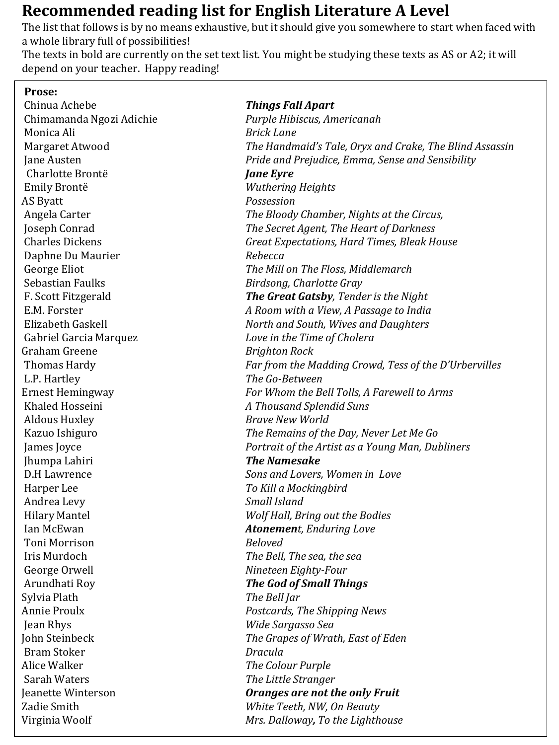# Recommended reading list for English Literature A Level

The list that follows is by no means exhaustive, but it should give you somewhere to start when faced with a whole library full of possibilities!
The texts in bold are currently on the set text list. You might be studying these texts as AS or A2; it will depend on your teacher. Happy reading!

**Prose:**

| Author | Texts |
|---|---|
| Chinua Achebe | ***Things Fall Apart*** |
| Chimamanda Ngozi Adichie | *Purple Hibiscus, Americanah* |
| Monica Ali | *Brick Lane* |
| Margaret Atwood | *The Handmaid's Tale, Oryx and Crake, The Blind Assassin* |
| Jane Austen | *Pride and Prejudice, Emma, Sense and Sensibility* |
| Charlotte Brontë | ***Jane Eyre*** |
| Emily Brontë | *Wuthering Heights* |
| AS Byatt | *Possession* |
| Angela Carter | *The Bloody Chamber, Nights at the Circus,* |
| Joseph Conrad | *The Secret Agent, The Heart of Darkness* |
| Charles Dickens | *Great Expectations, Hard Times, Bleak House* |
| Daphne Du Maurier | *Rebecca* |
| George Eliot | *The Mill on The Floss, Middlemarch* |
| Sebastian Faulks | *Birdsong, Charlotte Gray* |
| F. Scott Fitzgerald | ***The Great Gatsby****, Tender is the Night* |
| E.M. Forster | *A Room with a View, A Passage to India* |
| Elizabeth Gaskell | *North and South, Wives and Daughters* |
| Gabriel Garcia Marquez | *Love in the Time of Cholera* |
| Graham Greene | *Brighton Rock* |
| Thomas Hardy | *Far from the Madding Crowd, Tess of the D'Urbervilles* |
| L.P. Hartley | *The Go-Between* |
| Ernest Hemingway | *For Whom the Bell Tolls, A Farewell to Arms* |
| Khaled Hosseini | *A Thousand Splendid Suns* |
| Aldous Huxley | *Brave New World* |
| Kazuo Ishiguro | *The Remains of the Day, Never Let Me Go* |
| James Joyce | *Portrait of the Artist as a Young Man, Dubliners* |
| Jhumpa Lahiri | ***The Namesake*** |
| D.H Lawrence | *Sons and Lovers, Women in Love* |
| Harper Lee | *To Kill a Mockingbird* |
| Andrea Levy | *Small Island* |
| Hilary Mantel | *Wolf Hall, Bring out the Bodies* |
| Ian McEwan | ***Atonemen****t, Enduring Love* |
| Toni Morrison | *Beloved* |
| Iris Murdoch | *The Bell, The sea, the sea* |
| George Orwell | *Nineteen Eighty-Four* |
| Arundhati Roy | ***The God of Small Things*** |
| Sylvia Plath | *The Bell Jar* |
| Annie Proulx | *Postcards, The Shipping News* |
| Jean Rhys | *Wide Sargasso Sea* |
| John Steinbeck | *The Grapes of Wrath, East of Eden* |
| Bram Stoker | *Dracula* |
| Alice Walker | *The Colour Purple* |
| Sarah Waters | *The Little Stranger* |
| Jeanette Winterson | ***Oranges are not the only Fruit*** |
| Zadie Smith | *White Teeth, NW, On Beauty* |
| Virginia Woolf | *Mrs. Dalloway**,** To the Lighthouse* |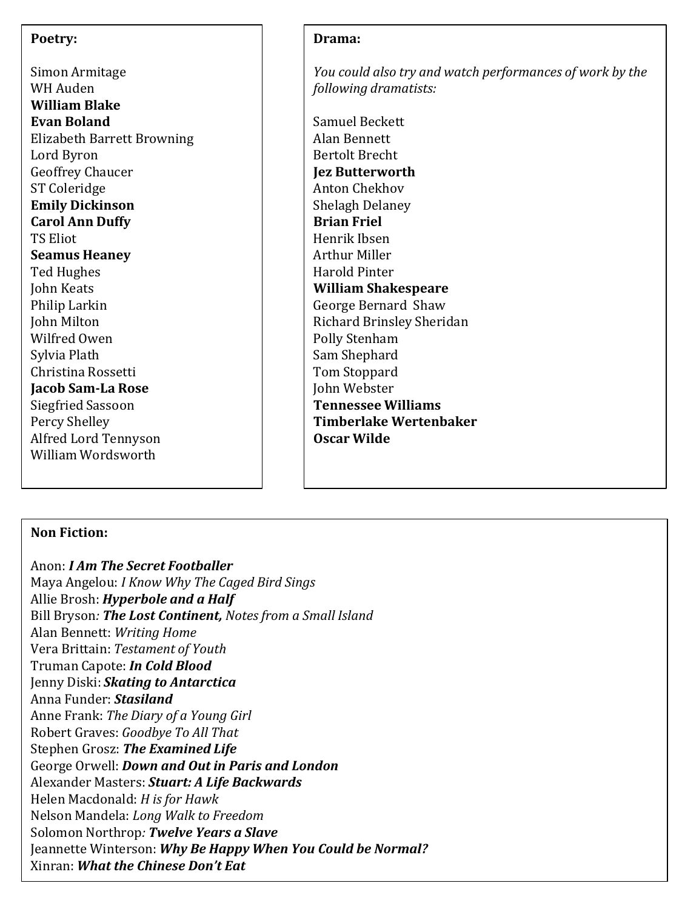**Poetry:**

Simon Armitage
WH Auden
**William Blake**
**Evan Boland**
Elizabeth Barrett Browning
Lord Byron
Geoffrey Chaucer
ST Coleridge
**Emily Dickinson**
**Carol Ann Duffy**
TS Eliot
**Seamus Heaney**
Ted Hughes
John Keats
Philip Larkin
John Milton
Wilfred Owen
Sylvia Plath
Christina Rossetti
**Jacob Sam-La Rose**
Siegfried Sassoon
Percy Shelley
Alfred Lord Tennyson
William Wordsworth

**Drama:**

*You could also try and watch performances of work by the following dramatists:*

Samuel Beckett
Alan Bennett
Bertolt Brecht
**Jez Butterworth**
Anton Chekhov
Shelagh Delaney
**Brian Friel**
Henrik Ibsen
Arthur Miller
Harold Pinter
**William Shakespeare**
George Bernard Shaw
Richard Brinsley Sheridan
Polly Stenham
Sam Shephard
Tom Stoppard
John Webster
**Tennessee Williams**
**Timberlake Wertenbaker**
**Oscar Wilde**

**Non Fiction:**

Anon: ***I Am The Secret Footballer***
Maya Angelou: *I Know Why The Caged Bird Sings*
Allie Brosh: ***Hyperbole and a Half***
Bill Bryson: ***The Lost Continent,*** *Notes from a Small Island*
Alan Bennett: *Writing Home*
Vera Brittain: *Testament of Youth*
Truman Capote: ***In Cold Blood***
Jenny Diski: ***Skating to Antarctica***
Anna Funder: ***Stasiland***
Anne Frank: *The Diary of a Young Girl*
Robert Graves: *Goodbye To All That*
Stephen Grosz: ***The Examined Life***
George Orwell: ***Down and Out in Paris and London***
Alexander Masters: ***Stuart: A Life Backwards***
Helen Macdonald: *H is for Hawk*
Nelson Mandela: *Long Walk to Freedom*
Solomon Northrop: ***Twelve Years a Slave***
Jeannette Winterson: ***Why Be Happy When You Could be Normal?***
Xinran: ***What the Chinese Don't Eat***